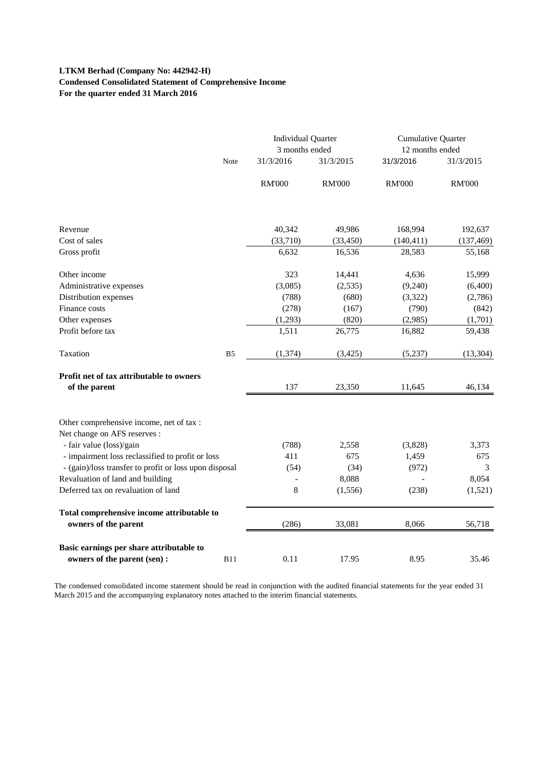**LTKM Berhad (Company No: 442942-H)**
**Condensed Consolidated Statement of Comprehensive Income**
**For the quarter ended 31 March 2016**

| | Note | Individual Quarter 3 months ended | | Cumulative Quarter 12 months ended | |
|---|---|---|---|---|---|
| | | 31/3/2016 | 31/3/2015 | 31/3/2016 | 31/3/2015 |
| | | RM'000 | RM'000 | RM'000 | RM'000 |
| Revenue | | 40,342 | 49,986 | 168,994 | 192,637 |
| Cost of sales | | (33,710) | (33,450) | (140,411) | (137,469) |
| Gross profit | | 6,632 | 16,536 | 28,583 | 55,168 |
| Other income | | 323 | 14,441 | 4,636 | 15,999 |
| Administrative expenses | | (3,085) | (2,535) | (9,240) | (6,400) |
| Distribution expenses | | (788) | (680) | (3,322) | (2,786) |
| Finance costs | | (278) | (167) | (790) | (842) |
| Other expenses | | (1,293) | (820) | (2,985) | (1,701) |
| Profit before tax | | 1,511 | 26,775 | 16,882 | 59,438 |
| Taxation | B5 | (1,374) | (3,425) | (5,237) | (13,304) |
| **Profit net of tax attributable to owners of the parent** | | 137 | 23,350 | 11,645 | 46,134 |
| Other comprehensive income, net of tax : | | | | | |
| Net change on AFS reserves : | | | | | |
| - fair value (loss)/gain | | (788) | 2,558 | (3,828) | 3,373 |
| - impairment loss reclassified to profit or loss | | 411 | 675 | 1,459 | 675 |
| - (gain)/loss transfer to profit or loss upon disposal | | (54) | (34) | (972) | 3 |
| Revaluation of land and building | | - | 8,088 | - | 8,054 |
| Deferred tax on revaluation of land | | 8 | (1,556) | (238) | (1,521) |
| **Total comprehensive income attributable to owners of the parent** | | (286) | 33,081 | 8,066 | 56,718 |
| **Basic earnings per share attributable to owners of the parent (sen) :** | B11 | 0.11 | 17.95 | 8.95 | 35.46 |

The condensed consolidated income statement should be read in conjunction with the audited financial statements for the year ended 31 March 2015 and the accompanying explanatory notes attached to the interim financial statements.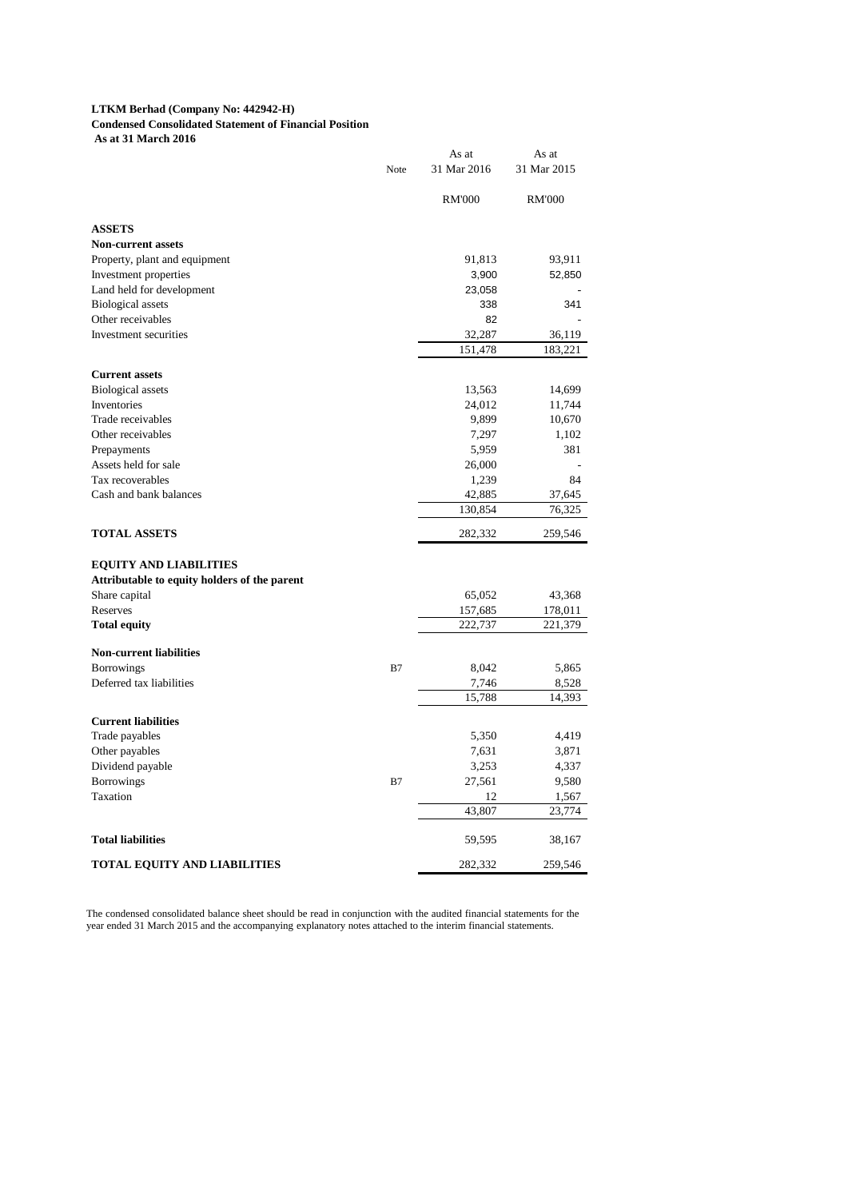**LTKM Berhad (Company No: 442942-H)**
**Condensed Consolidated Statement of Financial Position**
**As at 31 March 2016**

| | Note | As at 31 Mar 2016 | As at 31 Mar 2015 |
|---|---|---|---|
| | | RM'000 | RM'000 |
| **ASSETS** | | | |
| **Non-current assets** | | | |
| Property, plant and equipment | | 91,813 | 93,911 |
| Investment properties | | 3,900 | 52,850 |
| Land held for development | | 23,058 | - |
| Biological assets | | 338 | 341 |
| Other receivables | | 82 | - |
| Investment securities | | 32,287 | 36,119 |
| | | 151,478 | 183,221 |
| **Current assets** | | | |
| Biological assets | | 13,563 | 14,699 |
| Inventories | | 24,012 | 11,744 |
| Trade receivables | | 9,899 | 10,670 |
| Other receivables | | 7,297 | 1,102 |
| Prepayments | | 5,959 | 381 |
| Assets held for sale | | 26,000 | - |
| Tax recoverables | | 1,239 | 84 |
| Cash and bank balances | | 42,885 | 37,645 |
| | | 130,854 | 76,325 |
| **TOTAL ASSETS** | | 282,332 | 259,546 |
| **EQUITY AND LIABILITIES** | | | |
| **Attributable to equity holders of the parent** | | | |
| Share capital | | 65,052 | 43,368 |
| Reserves | | 157,685 | 178,011 |
| **Total equity** | | 222,737 | 221,379 |
| **Non-current liabilities** | | | |
| Borrowings | B7 | 8,042 | 5,865 |
| Deferred tax liabilities | | 7,746 | 8,528 |
| | | 15,788 | 14,393 |
| **Current liabilities** | | | |
| Trade payables | | 5,350 | 4,419 |
| Other payables | | 7,631 | 3,871 |
| Dividend payable | | 3,253 | 4,337 |
| Borrowings | B7 | 27,561 | 9,580 |
| Taxation | | 12 | 1,567 |
| | | 43,807 | 23,774 |
| **Total liabilities** | | 59,595 | 38,167 |
| **TOTAL EQUITY AND LIABILITIES** | | 282,332 | 259,546 |

The condensed consolidated balance sheet should be read in conjunction with the audited financial statements for the year ended 31 March 2015 and the accompanying explanatory notes attached to the interim financial statements.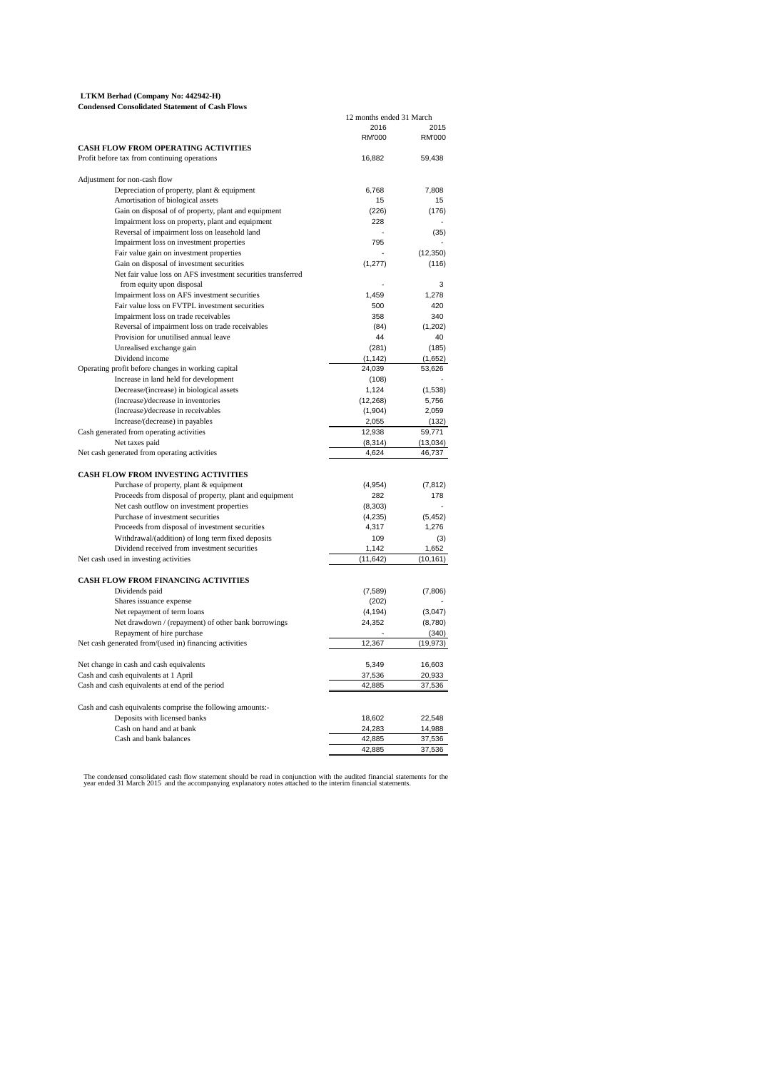**LTKM Berhad (Company No: 442942-H)**
**Condensed Consolidated Statement of Cash Flows**

| | 12 months ended 31 March | |
|---|---|---|
| | 2016 | 2015 |
| | RM'000 | RM'000 |
| **CASH FLOW FROM OPERATING ACTIVITIES** | | |
| Profit before tax from continuing operations | 16,882 | 59,438 |
| | | |
| Adjustment for non-cash flow | | |
| Depreciation of property, plant & equipment | 6,768 | 7,808 |
| Amortisation of biological assets | 15 | 15 |
| Gain on disposal of of property, plant and equipment | (226) | (176) |
| Impairment loss on property, plant and equipment | 228 | - |
| Reversal of impairment loss on leasehold land | - | (35) |
| Impairment loss on investment properties | 795 | - |
| Fair value gain on investment properties | - | (12,350) |
| Gain on disposal of investment securities | (1,277) | (116) |
| Net fair value loss on AFS investment securities transferred from equity upon disposal | - | 3 |
| Impairment loss on AFS investment securities | 1,459 | 1,278 |
| Fair value loss on FVTPL investment securities | 500 | 420 |
| Impairment loss on trade receivables | 358 | 340 |
| Reversal of impairment loss on trade receivables | (84) | (1,202) |
| Provision for unutilised annual leave | 44 | 40 |
| Unrealised exchange gain | (281) | (185) |
| Dividend income | (1,142) | (1,652) |
| Operating profit before changes in working capital | 24,039 | 53,626 |
| Increase in land held for development | (108) | - |
| Decrease/(increase) in biological assets | 1,124 | (1,538) |
| (Increase)/decrease in inventories | (12,268) | 5,756 |
| (Increase)/decrease in receivables | (1,904) | 2,059 |
| Increase/(decrease) in payables | 2,055 | (132) |
| Cash generated from operating activities | 12,938 | 59,771 |
| Net taxes paid | (8,314) | (13,034) |
| Net cash generated from operating activities | 4,624 | 46,737 |
| | | |
| **CASH FLOW FROM INVESTING ACTIVITIES** | | |
| Purchase of property, plant & equipment | (4,954) | (7,812) |
| Proceeds from disposal of property, plant and equipment | 282 | 178 |
| Net cash outflow on investment properties | (8,303) | - |
| Purchase of investment securities | (4,235) | (5,452) |
| Proceeds from disposal of investment securities | 4,317 | 1,276 |
| Withdrawal/(addition) of long term fixed deposits | 109 | (3) |
| Dividend received from investment securities | 1,142 | 1,652 |
| Net cash used in investing activities | (11,642) | (10,161) |
| | | |
| **CASH FLOW FROM FINANCING ACTIVITIES** | | |
| Dividends paid | (7,589) | (7,806) |
| Shares issuance expense | (202) | - |
| Net repayment of term loans | (4,194) | (3,047) |
| Net drawdown / (repayment) of other bank borrowings | 24,352 | (8,780) |
| Repayment of hire purchase | - | (340) |
| Net cash generated from/(used in) financing activities | 12,367 | (19,973) |
| | | |
| Net change in cash and cash equivalents | 5,349 | 16,603 |
| Cash and cash equivalents at 1 April | 37,536 | 20,933 |
| Cash and cash equivalents at end of the period | 42,885 | 37,536 |
| | | |
| Cash and cash equivalents comprise the following amounts:- | | |
| Deposits with licensed banks | 18,602 | 22,548 |
| Cash on hand and at bank | 24,283 | 14,988 |
| Cash and bank balances | 42,885 | 37,536 |
| | 42,885 | 37,536 |

The condensed consolidated cash flow statement should be read in conjunction with the audited financial statements for the year ended 31 March 2015 and the accompanying explanatory notes attached to the interim financial statements.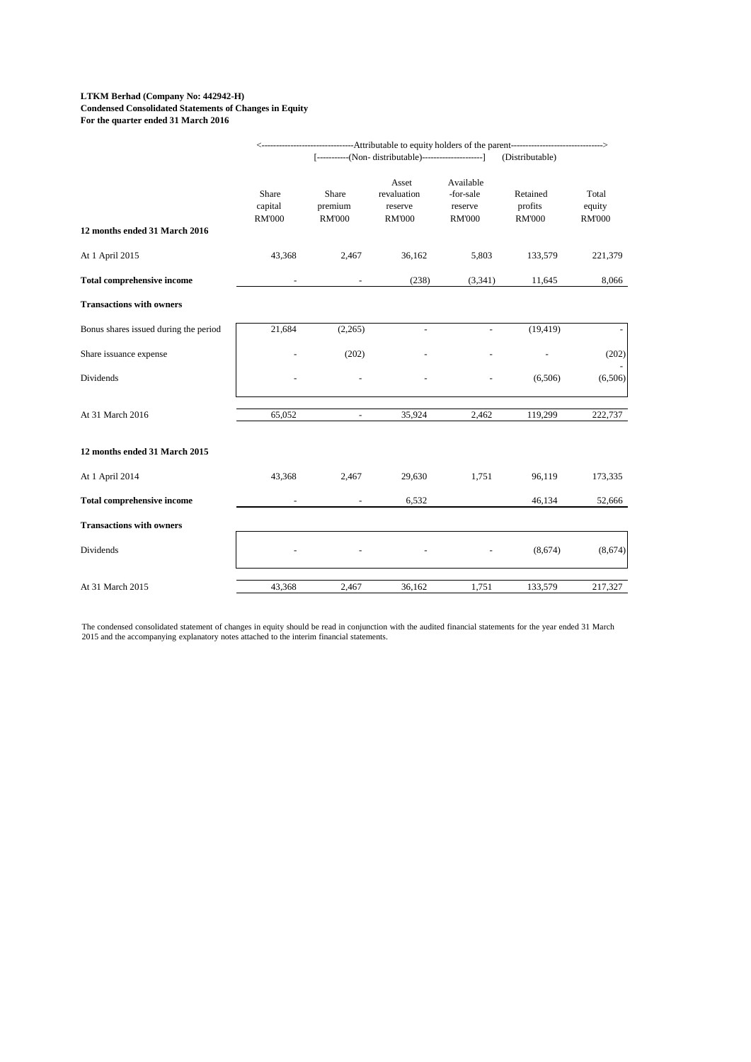**LTKM Berhad (Company No: 442942-H)**
**Condensed Consolidated Statements of Changes in Equity**
**For the quarter ended 31 March 2016**

| | <---Attributable to equity holders of the parent---> | | | | | |
|---|---|---|---|---|---|---|
| | [---(Non- distributable)---] | | | | (Distributable) | |
| | Share capital RM'000 | Share premium RM'000 | Asset revaluation reserve RM'000 | Available -for-sale reserve RM'000 | Retained profits RM'000 | Total equity RM'000 |
| **12 months ended 31 March 2016** | | | | | | |
| At 1 April 2015 | 43,368 | 2,467 | 36,162 | 5,803 | 133,579 | 221,379 |
| **Total comprehensive income** | - | - | (238) | (3,341) | 11,645 | 8,066 |
| **Transactions with owners** | | | | | | |
| Bonus shares issued during the period | 21,684 | (2,265) | - | - | (19,419) | - |
| Share issuance expense | - | (202) | - | - | - | (202) |
| Dividends | - | - | - | - | (6,506) | (6,506) |
| At 31 March 2016 | 65,052 | - | 35,924 | 2,462 | 119,299 | 222,737 |
| **12 months ended 31 March 2015** | | | | | | |
| At 1 April 2014 | 43,368 | 2,467 | 29,630 | 1,751 | 96,119 | 173,335 |
| **Total comprehensive income** | - | - | 6,532 | | 46,134 | 52,666 |
| **Transactions with owners** | | | | | | |
| Dividends | - | - | - | - | (8,674) | (8,674) |
| At 31 March 2015 | 43,368 | 2,467 | 36,162 | 1,751 | 133,579 | 217,327 |

The condensed consolidated statement of changes in equity should be read in conjunction with the audited financial statements for the year ended 31 March 2015 and the accompanying explanatory notes attached to the interim financial statements.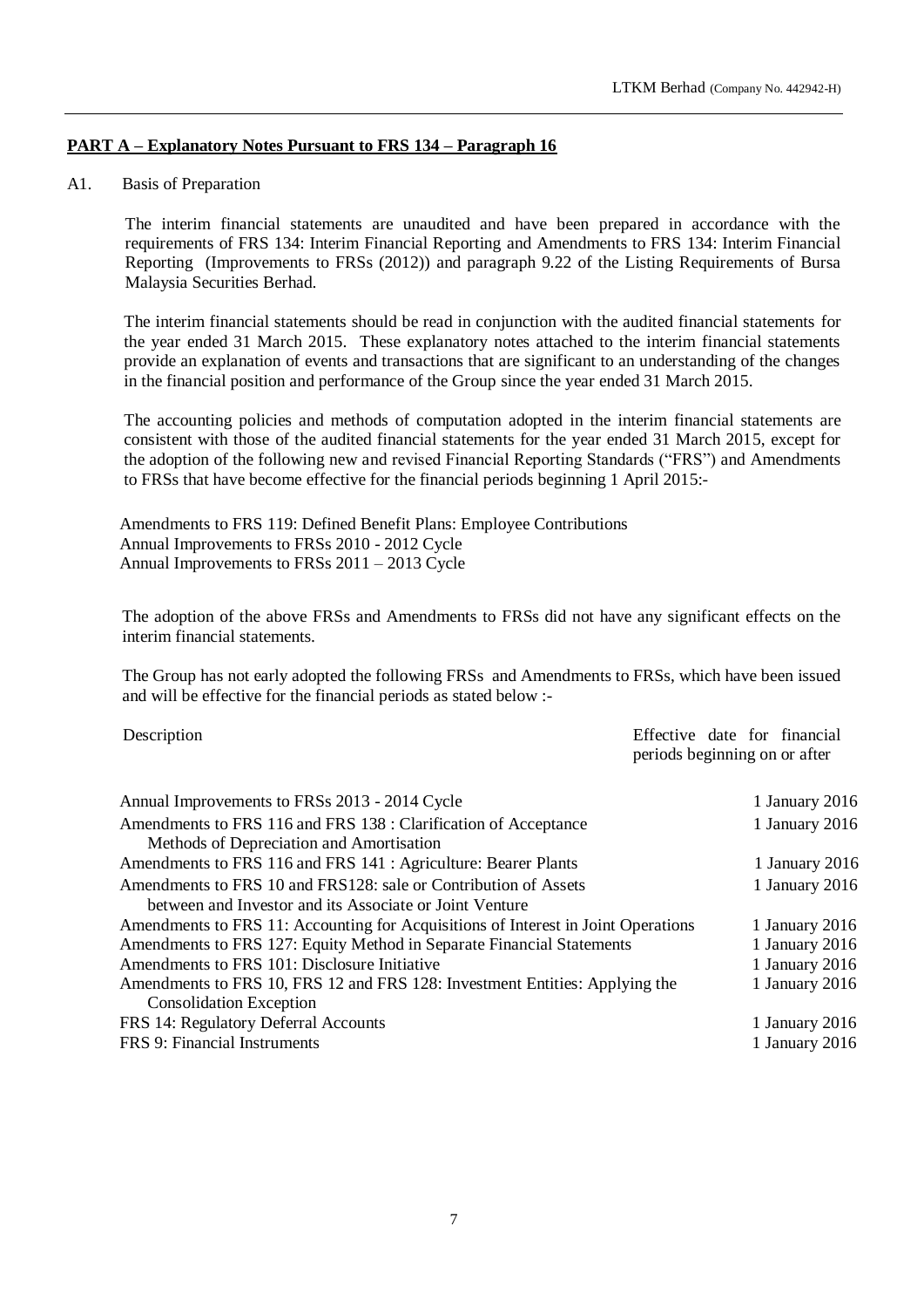## PART A – Explanatory Notes Pursuant to FRS 134 – Paragraph 16

A1. Basis of Preparation

The interim financial statements are unaudited and have been prepared in accordance with the requirements of FRS 134: Interim Financial Reporting and Amendments to FRS 134: Interim Financial Reporting (Improvements to FRSs (2012)) and paragraph 9.22 of the Listing Requirements of Bursa Malaysia Securities Berhad.

The interim financial statements should be read in conjunction with the audited financial statements for the year ended 31 March 2015. These explanatory notes attached to the interim financial statements provide an explanation of events and transactions that are significant to an understanding of the changes in the financial position and performance of the Group since the year ended 31 March 2015.

The accounting policies and methods of computation adopted in the interim financial statements are consistent with those of the audited financial statements for the year ended 31 March 2015, except for the adoption of the following new and revised Financial Reporting Standards ("FRS") and Amendments to FRSs that have become effective for the financial periods beginning 1 April 2015:-

Amendments to FRS 119: Defined Benefit Plans: Employee Contributions
Annual Improvements to FRSs 2010 - 2012 Cycle
Annual Improvements to FRSs 2011 – 2013 Cycle

The adoption of the above FRSs and Amendments to FRSs did not have any significant effects on the interim financial statements.

The Group has not early adopted the following FRSs and Amendments to FRSs, which have been issued and will be effective for the financial periods as stated below :-

| Description | Effective date for financial periods beginning on or after |
|---|---|
| Annual Improvements to FRSs 2013 - 2014 Cycle | 1 January 2016 |
| Amendments to FRS 116 and FRS 138 : Clarification of Acceptance Methods of Depreciation and Amortisation | 1 January 2016 |
| Amendments to FRS 116 and FRS 141 : Agriculture: Bearer Plants | 1 January 2016 |
| Amendments to FRS 10 and FRS128: sale or Contribution of Assets between and Investor and its Associate or Joint Venture | 1 January 2016 |
| Amendments to FRS 11: Accounting for Acquisitions of Interest in Joint Operations | 1 January 2016 |
| Amendments to FRS 127: Equity Method in Separate Financial Statements | 1 January 2016 |
| Amendments to FRS 101: Disclosure Initiative | 1 January 2016 |
| Amendments to FRS 10, FRS 12 and FRS 128: Investment Entities: Applying the Consolidation Exception | 1 January 2016 |
| FRS 14: Regulatory Deferral Accounts | 1 January 2016 |
| FRS 9: Financial Instruments | 1 January 2016 |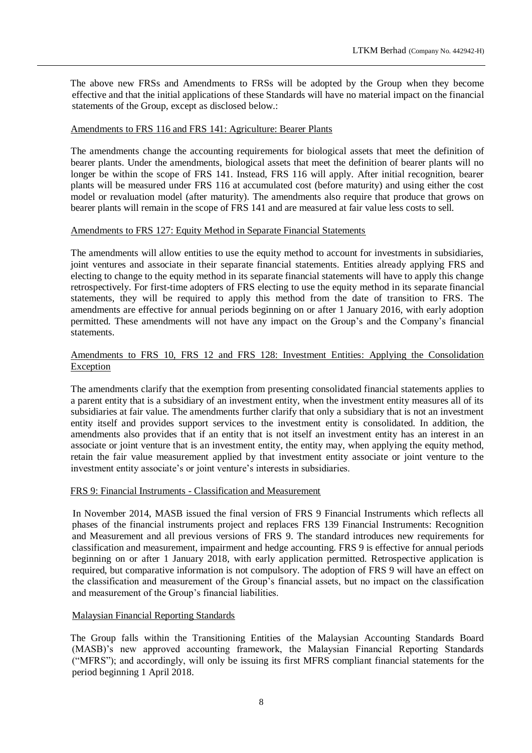The above new FRSs and Amendments to FRSs will be adopted by the Group when they become effective and that the initial applications of these Standards will have no material impact on the financial statements of the Group, except as disclosed below.:

Amendments to FRS 116 and FRS 141: Agriculture: Bearer Plants

The amendments change the accounting requirements for biological assets that meet the definition of bearer plants. Under the amendments, biological assets that meet the definition of bearer plants will no longer be within the scope of FRS 141. Instead, FRS 116 will apply. After initial recognition, bearer plants will be measured under FRS 116 at accumulated cost (before maturity) and using either the cost model or revaluation model (after maturity). The amendments also require that produce that grows on bearer plants will remain in the scope of FRS 141 and are measured at fair value less costs to sell.

Amendments to FRS 127: Equity Method in Separate Financial Statements

The amendments will allow entities to use the equity method to account for investments in subsidiaries, joint ventures and associate in their separate financial statements. Entities already applying FRS and electing to change to the equity method in its separate financial statements will have to apply this change retrospectively. For first-time adopters of FRS electing to use the equity method in its separate financial statements, they will be required to apply this method from the date of transition to FRS. The amendments are effective for annual periods beginning on or after 1 January 2016, with early adoption permitted. These amendments will not have any impact on the Group's and the Company's financial statements.

Amendments to FRS 10, FRS 12 and FRS 128: Investment Entities: Applying the Consolidation Exception

The amendments clarify that the exemption from presenting consolidated financial statements applies to a parent entity that is a subsidiary of an investment entity, when the investment entity measures all of its subsidiaries at fair value. The amendments further clarify that only a subsidiary that is not an investment entity itself and provides support services to the investment entity is consolidated. In addition, the amendments also provides that if an entity that is not itself an investment entity has an interest in an associate or joint venture that is an investment entity, the entity may, when applying the equity method, retain the fair value measurement applied by that investment entity associate or joint venture to the investment entity associate's or joint venture's interests in subsidiaries.

FRS 9: Financial Instruments - Classification and Measurement

In November 2014, MASB issued the final version of FRS 9 Financial Instruments which reflects all phases of the financial instruments project and replaces FRS 139 Financial Instruments: Recognition and Measurement and all previous versions of FRS 9. The standard introduces new requirements for classification and measurement, impairment and hedge accounting. FRS 9 is effective for annual periods beginning on or after 1 January 2018, with early application permitted. Retrospective application is required, but comparative information is not compulsory. The adoption of FRS 9 will have an effect on the classification and measurement of the Group's financial assets, but no impact on the classification and measurement of the Group's financial liabilities.

Malaysian Financial Reporting Standards

The Group falls within the Transitioning Entities of the Malaysian Accounting Standards Board (MASB)'s new approved accounting framework, the Malaysian Financial Reporting Standards ("MFRS"); and accordingly, will only be issuing its first MFRS compliant financial statements for the period beginning 1 April 2018.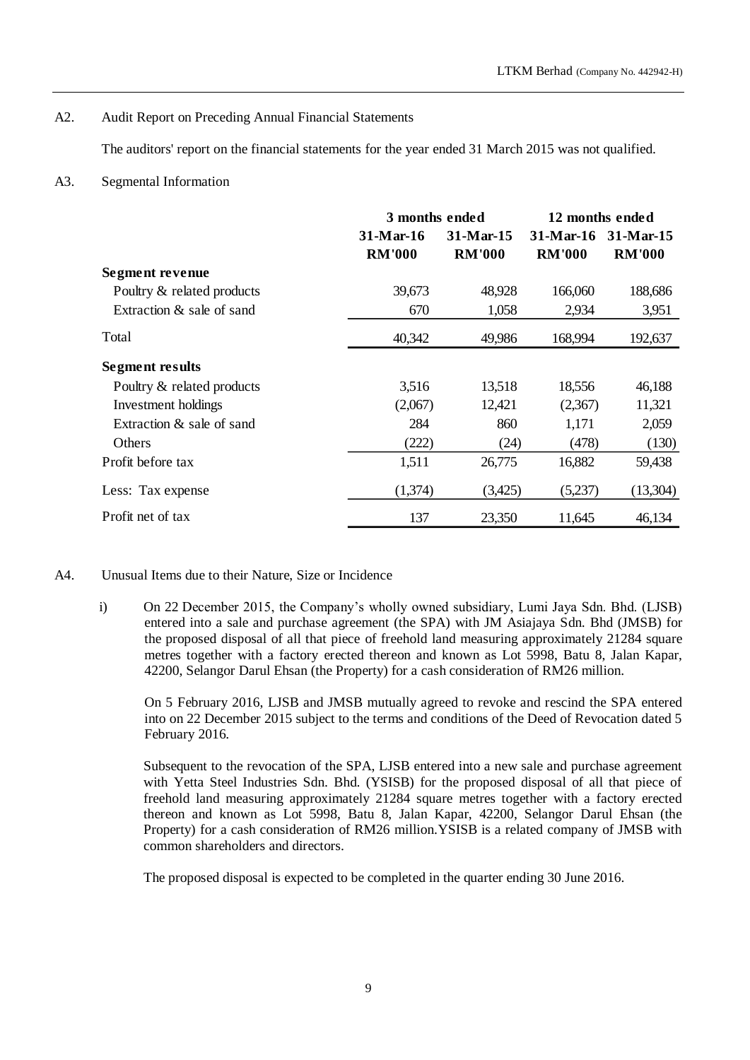## A2. Audit Report on Preceding Annual Financial Statements

The auditors' report on the financial statements for the year ended 31 March 2015 was not qualified.

## A3. Segmental Information

| | 3 months ended | | 12 months ended | |
|---|---|---|---|---|
| | 31-Mar-16 RM'000 | 31-Mar-15 RM'000 | 31-Mar-16 RM'000 | 31-Mar-15 RM'000 |
| **Segment revenue** | | | | |
| Poultry & related products | 39,673 | 48,928 | 166,060 | 188,686 |
| Extraction & sale of sand | 670 | 1,058 | 2,934 | 3,951 |
| Total | 40,342 | 49,986 | 168,994 | 192,637 |
| **Segment results** | | | | |
| Poultry & related products | 3,516 | 13,518 | 18,556 | 46,188 |
| Investment holdings | (2,067) | 12,421 | (2,367) | 11,321 |
| Extraction & sale of sand | 284 | 860 | 1,171 | 2,059 |
| Others | (222) | (24) | (478) | (130) |
| Profit before tax | 1,511 | 26,775 | 16,882 | 59,438 |
| Less: Tax expense | (1,374) | (3,425) | (5,237) | (13,304) |
| Profit net of tax | 137 | 23,350 | 11,645 | 46,134 |

## A4. Unusual Items due to their Nature, Size or Incidence

i) On 22 December 2015, the Company's wholly owned subsidiary, Lumi Jaya Sdn. Bhd. (LJSB) entered into a sale and purchase agreement (the SPA) with JM Asiajaya Sdn. Bhd (JMSB) for the proposed disposal of all that piece of freehold land measuring approximately 21284 square metres together with a factory erected thereon and known as Lot 5998, Batu 8, Jalan Kapar, 42200, Selangor Darul Ehsan (the Property) for a cash consideration of RM26 million.

On 5 February 2016, LJSB and JMSB mutually agreed to revoke and rescind the SPA entered into on 22 December 2015 subject to the terms and conditions of the Deed of Revocation dated 5 February 2016.

Subsequent to the revocation of the SPA, LJSB entered into a new sale and purchase agreement with Yetta Steel Industries Sdn. Bhd. (YSISB) for the proposed disposal of all that piece of freehold land measuring approximately 21284 square metres together with a factory erected thereon and known as Lot 5998, Batu 8, Jalan Kapar, 42200, Selangor Darul Ehsan (the Property) for a cash consideration of RM26 million.YSISB is a related company of JMSB with common shareholders and directors.

The proposed disposal is expected to be completed in the quarter ending 30 June 2016.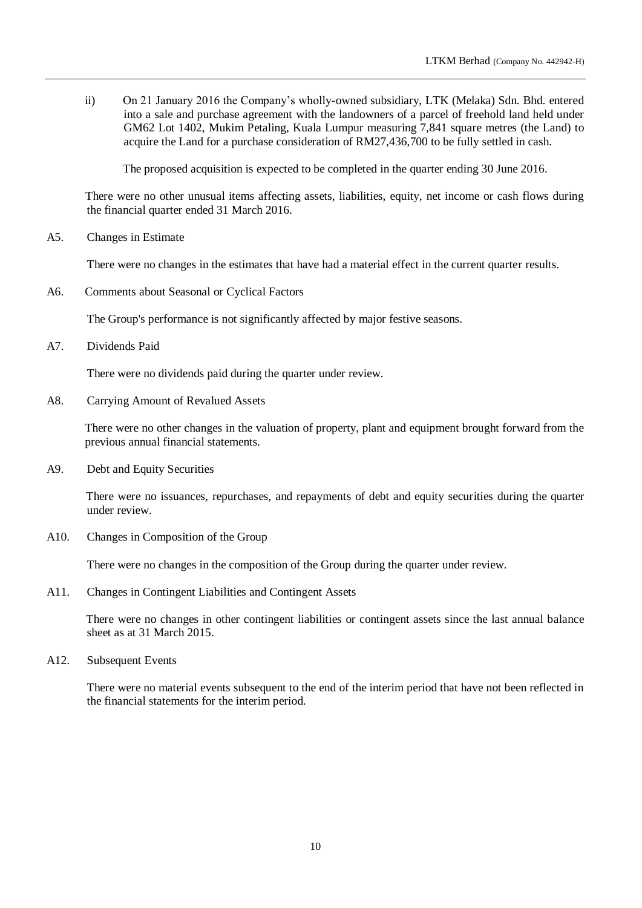ii) On 21 January 2016 the Company's wholly-owned subsidiary, LTK (Melaka) Sdn. Bhd. entered into a sale and purchase agreement with the landowners of a parcel of freehold land held under GM62 Lot 1402, Mukim Petaling, Kuala Lumpur measuring 7,841 square metres (the Land) to acquire the Land for a purchase consideration of RM27,436,700 to be fully settled in cash.

The proposed acquisition is expected to be completed in the quarter ending 30 June 2016.

There were no other unusual items affecting assets, liabilities, equity, net income or cash flows during the financial quarter ended 31 March 2016.

A5. Changes in Estimate

There were no changes in the estimates that have had a material effect in the current quarter results.

A6. Comments about Seasonal or Cyclical Factors

The Group's performance is not significantly affected by major festive seasons.

A7. Dividends Paid

There were no dividends paid during the quarter under review.

A8. Carrying Amount of Revalued Assets

There were no other changes in the valuation of property, plant and equipment brought forward from the previous annual financial statements.

A9. Debt and Equity Securities

There were no issuances, repurchases, and repayments of debt and equity securities during the quarter under review.

A10. Changes in Composition of the Group

There were no changes in the composition of the Group during the quarter under review.

A11. Changes in Contingent Liabilities and Contingent Assets

There were no changes in other contingent liabilities or contingent assets since the last annual balance sheet as at 31 March 2015.

A12. Subsequent Events

There were no material events subsequent to the end of the interim period that have not been reflected in the financial statements for the interim period.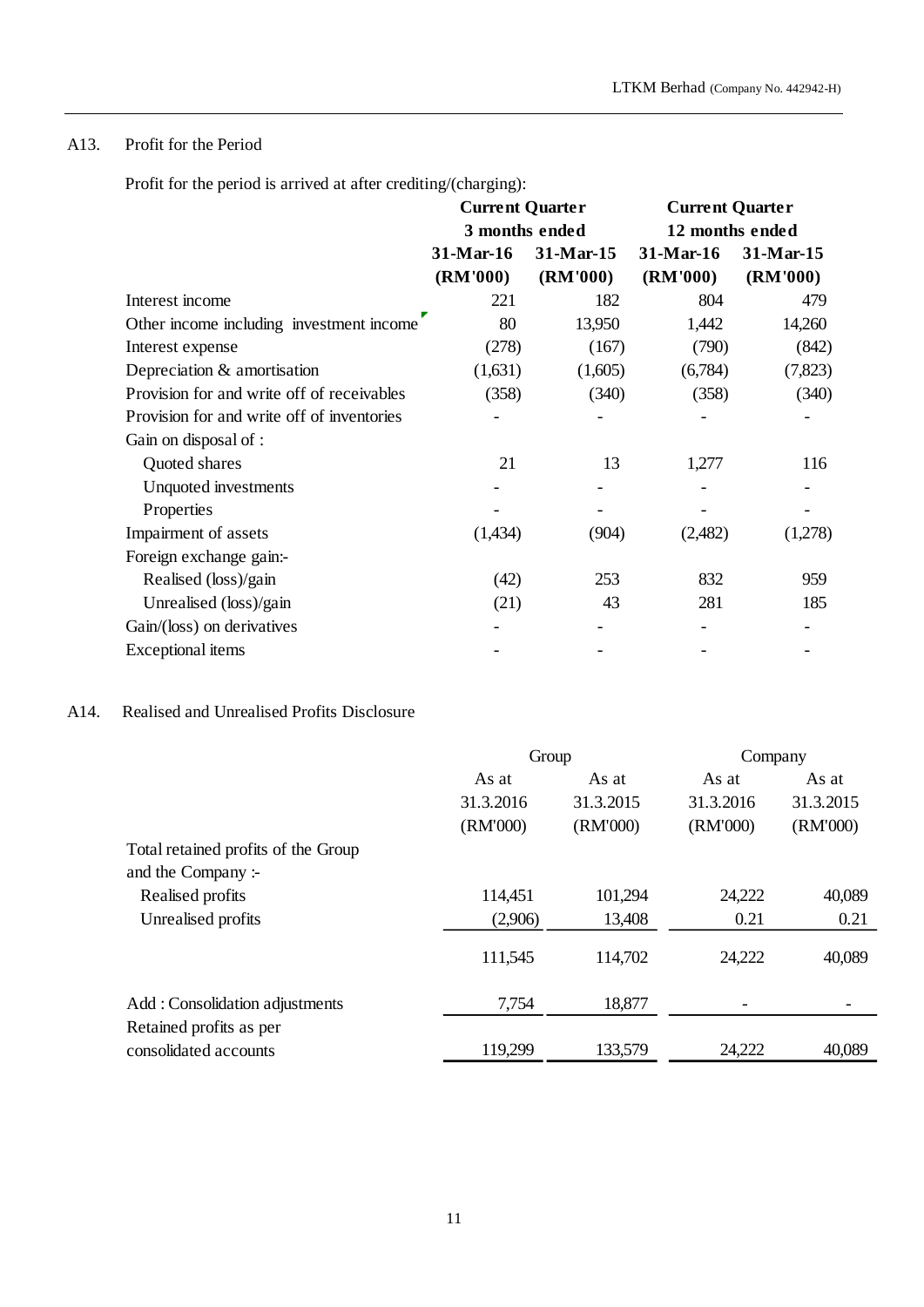## A13. Profit for the Period

Profit for the period is arrived at after crediting/(charging):

| | Current Quarter 3 months ended | | Current Quarter 12 months ended | |
|---|---|---|---|---|
| | 31-Mar-16 (RM'000) | 31-Mar-15 (RM'000) | 31-Mar-16 (RM'000) | 31-Mar-15 (RM'000) |
| Interest income | 221 | 182 | 804 | 479 |
| Other income including investment income | 80 | 13,950 | 1,442 | 14,260 |
| Interest expense | (278) | (167) | (790) | (842) |
| Depreciation & amortisation | (1,631) | (1,605) | (6,784) | (7,823) |
| Provision for and write off of receivables | (358) | (340) | (358) | (340) |
| Provision for and write off of inventories | - | - | - | - |
| Gain on disposal of : | | | | |
| Quoted shares | 21 | 13 | 1,277 | 116 |
| Unquoted investments | - | - | - | - |
| Properties | - | - | - | - |
| Impairment of assets | (1,434) | (904) | (2,482) | (1,278) |
| Foreign exchange gain:- | | | | |
| Realised (loss)/gain | (42) | 253 | 832 | 959 |
| Unrealised (loss)/gain | (21) | 43 | 281 | 185 |
| Gain/(loss) on derivatives | - | - | - | - |
| Exceptional items | - | - | - | - |

## A14. Realised and Unrealised Profits Disclosure

| | Group | | Company | |
|---|---|---|---|---|
| | As at 31.3.2016 (RM'000) | As at 31.3.2015 (RM'000) | As at 31.3.2016 (RM'000) | As at 31.3.2015 (RM'000) |
| Total retained profits of the Group and the Company :- | | | | |
| Realised profits | 114,451 | 101,294 | 24,222 | 40,089 |
| Unrealised profits | (2,906) | 13,408 | 0.21 | 0.21 |
| | 111,545 | 114,702 | 24,222 | 40,089 |
| Add : Consolidation adjustments | 7,754 | 18,877 | - | - |
| Retained profits as per consolidated accounts | 119,299 | 133,579 | 24,222 | 40,089 |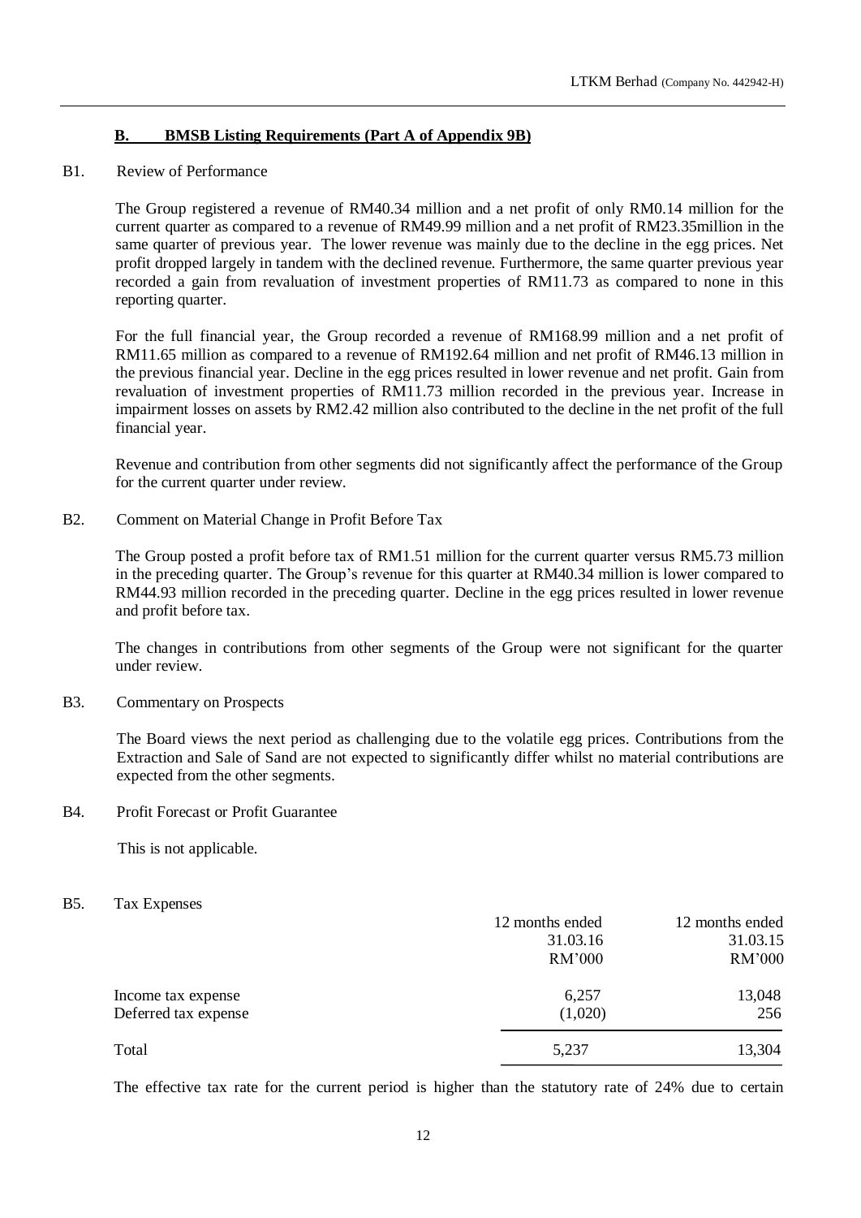## B. BMSB Listing Requirements (Part A of Appendix 9B)

### B1. Review of Performance

The Group registered a revenue of RM40.34 million and a net profit of only RM0.14 million for the current quarter as compared to a revenue of RM49.99 million and a net profit of RM23.35million in the same quarter of previous year. The lower revenue was mainly due to the decline in the egg prices. Net profit dropped largely in tandem with the declined revenue. Furthermore, the same quarter previous year recorded a gain from revaluation of investment properties of RM11.73 as compared to none in this reporting quarter.

For the full financial year, the Group recorded a revenue of RM168.99 million and a net profit of RM11.65 million as compared to a revenue of RM192.64 million and net profit of RM46.13 million in the previous financial year. Decline in the egg prices resulted in lower revenue and net profit. Gain from revaluation of investment properties of RM11.73 million recorded in the previous year. Increase in impairment losses on assets by RM2.42 million also contributed to the decline in the net profit of the full financial year.

Revenue and contribution from other segments did not significantly affect the performance of the Group for the current quarter under review.

### B2. Comment on Material Change in Profit Before Tax

The Group posted a profit before tax of RM1.51 million for the current quarter versus RM5.73 million in the preceding quarter. The Group's revenue for this quarter at RM40.34 million is lower compared to RM44.93 million recorded in the preceding quarter. Decline in the egg prices resulted in lower revenue and profit before tax.

The changes in contributions from other segments of the Group were not significant for the quarter under review.

### B3. Commentary on Prospects

The Board views the next period as challenging due to the volatile egg prices. Contributions from the Extraction and Sale of Sand are not expected to significantly differ whilst no material contributions are expected from the other segments.

### B4. Profit Forecast or Profit Guarantee

This is not applicable.

### B5. Tax Expenses

| | 12 months ended 31.03.16 RM'000 | 12 months ended 31.03.15 RM'000 |
|---|---|---|
| Income tax expense | 6,257 | 13,048 |
| Deferred tax expense | (1,020) | 256 |
| Total | 5,237 | 13,304 |

The effective tax rate for the current period is higher than the statutory rate of 24% due to certain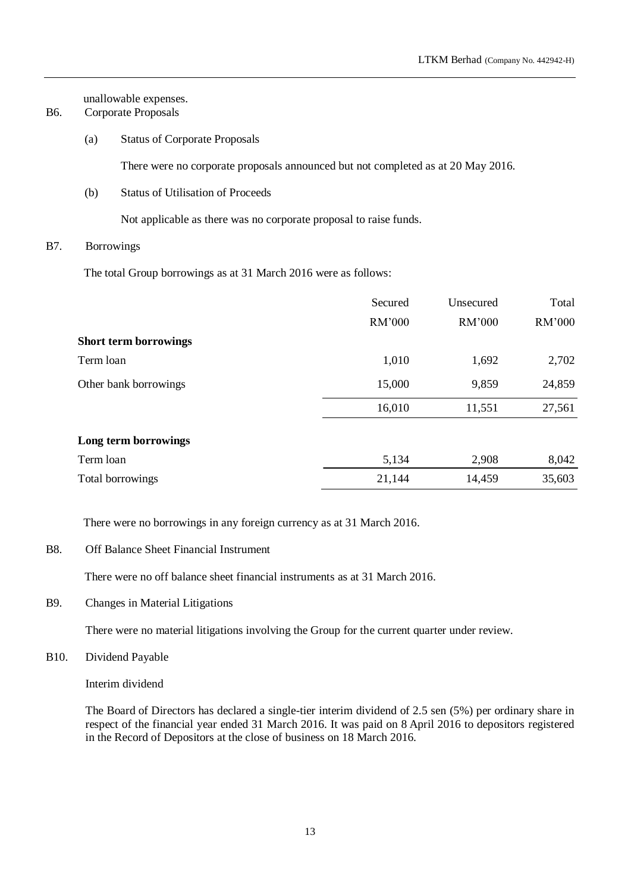unallowable expenses.

B6. Corporate Proposals

(a) Status of Corporate Proposals

There were no corporate proposals announced but not completed as at 20 May 2016.

(b) Status of Utilisation of Proceeds

Not applicable as there was no corporate proposal to raise funds.

B7. Borrowings

The total Group borrowings as at 31 March 2016 were as follows:

| | Secured | Unsecured | Total |
|---|---|---|---|
| | RM'000 | RM'000 | RM'000 |
| **Short term borrowings** | | | |
| Term loan | 1,010 | 1,692 | 2,702 |
| Other bank borrowings | 15,000 | 9,859 | 24,859 |
| | 16,010 | 11,551 | 27,561 |
| **Long term borrowings** | | | |
| Term loan | 5,134 | 2,908 | 8,042 |
| Total borrowings | 21,144 | 14,459 | 35,603 |

There were no borrowings in any foreign currency as at 31 March 2016.

B8. Off Balance Sheet Financial Instrument

There were no off balance sheet financial instruments as at 31 March 2016.

B9. Changes in Material Litigations

There were no material litigations involving the Group for the current quarter under review.

B10. Dividend Payable

Interim dividend

The Board of Directors has declared a single-tier interim dividend of 2.5 sen (5%) per ordinary share in respect of the financial year ended 31 March 2016. It was paid on 8 April 2016 to depositors registered in the Record of Depositors at the close of business on 18 March 2016.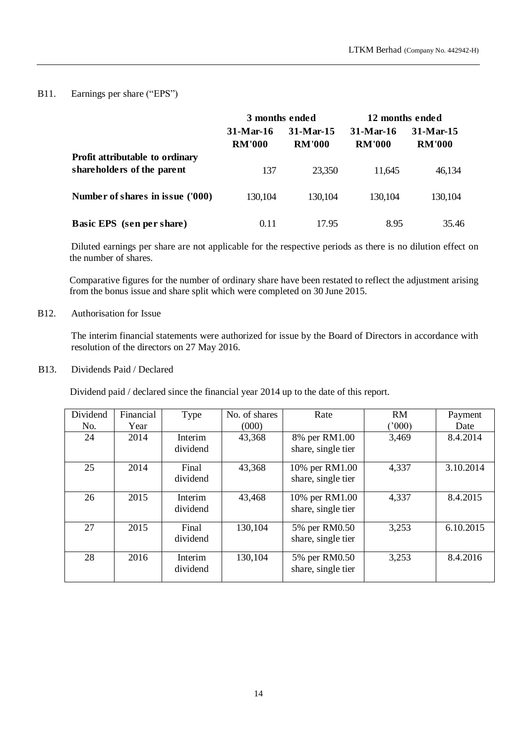### B11. Earnings per share ("EPS")

| | 3 months ended | | 12 months ended | |
|---|---|---|---|---|
| | 31-Mar-16 RM'000 | 31-Mar-15 RM'000 | 31-Mar-16 RM'000 | 31-Mar-15 RM'000 |
| **Profit attributable to ordinary shareholders of the parent** | 137 | 23,350 | 11,645 | 46,134 |
| **Number of shares in issue ('000)** | 130,104 | 130,104 | 130,104 | 130,104 |
| **Basic EPS (sen per share)** | 0.11 | 17.95 | 8.95 | 35.46 |

Diluted earnings per share are not applicable for the respective periods as there is no dilution effect on the number of shares.

Comparative figures for the number of ordinary share have been restated to reflect the adjustment arising from the bonus issue and share split which were completed on 30 June 2015.

### B12. Authorisation for Issue

The interim financial statements were authorized for issue by the Board of Directors in accordance with resolution of the directors on 27 May 2016.

### B13. Dividends Paid / Declared

Dividend paid / declared since the financial year 2014 up to the date of this report.

| Dividend No. | Financial Year | Type | No. of shares (000) | Rate | RM ('000) | Payment Date |
|---|---|---|---|---|---|---|
| 24 | 2014 | Interim dividend | 43,368 | 8% per RM1.00 share, single tier | 3,469 | 8.4.2014 |
| 25 | 2014 | Final dividend | 43,368 | 10% per RM1.00 share, single tier | 4,337 | 3.10.2014 |
| 26 | 2015 | Interim dividend | 43,468 | 10% per RM1.00 share, single tier | 4,337 | 8.4.2015 |
| 27 | 2015 | Final dividend | 130,104 | 5% per RM0.50 share, single tier | 3,253 | 6.10.2015 |
| 28 | 2016 | Interim dividend | 130,104 | 5% per RM0.50 share, single tier | 3,253 | 8.4.2016 |